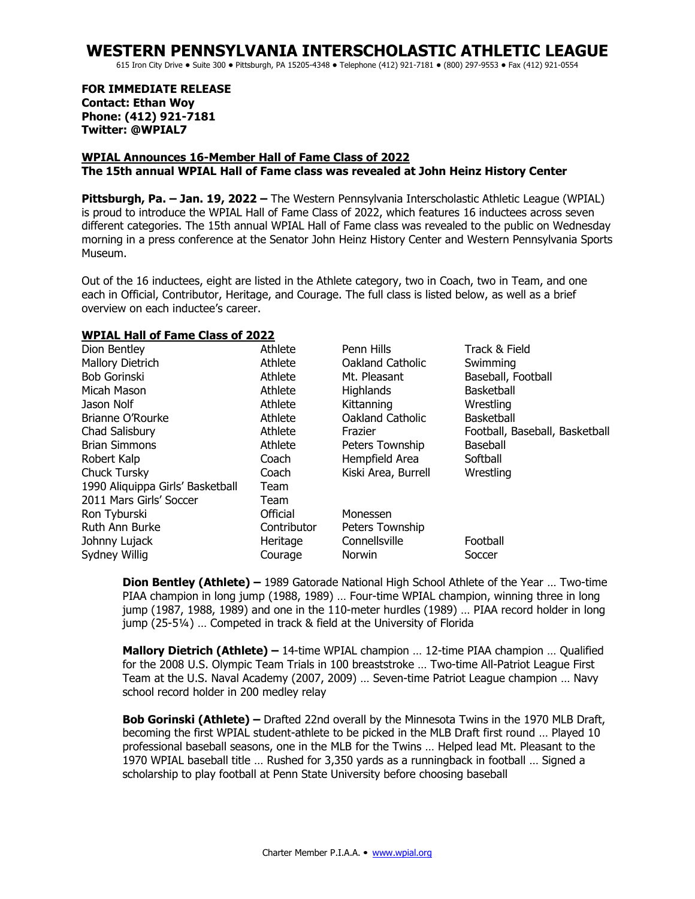# WESTERN PENNSYLVANIA INTERSCHOLASTIC ATHLETIC LEAGUE

615 Iron City Drive • Suite 300 • Pittsburgh, PA 15205-4348 • Telephone (412) 921-7181 • (800) 297-9553 • Fax (412) 921-0554

**FOR IMMEDIATE RELEASE**
**Contact: Ethan Woy**
**Phone: (412) 921-7181**
**Twitter: @WPIAL7**

**WPIAL Announces 16-Member Hall of Fame Class of 2022**
**The 15th annual WPIAL Hall of Fame class was revealed at John Heinz History Center**

**Pittsburgh, Pa. – Jan. 19, 2022 –** The Western Pennsylvania Interscholastic Athletic League (WPIAL) is proud to introduce the WPIAL Hall of Fame Class of 2022, which features 16 inductees across seven different categories. The 15th annual WPIAL Hall of Fame class was revealed to the public on Wednesday morning in a press conference at the Senator John Heinz History Center and Western Pennsylvania Sports Museum.

Out of the 16 inductees, eight are listed in the Athlete category, two in Coach, two in Team, and one each in Official, Contributor, Heritage, and Courage. The full class is listed below, as well as a brief overview on each inductee's career.

**WPIAL Hall of Fame Class of 2022**

| Name | Category | School | Sport |
|---|---|---|---|
| Dion Bentley | Athlete | Penn Hills | Track & Field |
| Mallory Dietrich | Athlete | Oakland Catholic | Swimming |
| Bob Gorinski | Athlete | Mt. Pleasant | Baseball, Football |
| Micah Mason | Athlete | Highlands | Basketball |
| Jason Nolf | Athlete | Kittanning | Wrestling |
| Brianne O'Rourke | Athlete | Oakland Catholic | Basketball |
| Chad Salisbury | Athlete | Frazier | Football, Baseball, Basketball |
| Brian Simmons | Athlete | Peters Township | Baseball |
| Robert Kalp | Coach | Hempfield Area | Softball |
| Chuck Tursky | Coach | Kiski Area, Burrell | Wrestling |
| 1990 Aliquippa Girls' Basketball | Team | | |
| 2011 Mars Girls' Soccer | Team | | |
| Ron Tyburski | Official | Monessen | |
| Ruth Ann Burke | Contributor | Peters Township | |
| Johnny Lujack | Heritage | Connellsville | Football |
| Sydney Willig | Courage | Norwin | Soccer |

**Dion Bentley (Athlete) –** 1989 Gatorade National High School Athlete of the Year … Two-time PIAA champion in long jump (1988, 1989) … Four-time WPIAL champion, winning three in long jump (1987, 1988, 1989) and one in the 110-meter hurdles (1989) … PIAA record holder in long jump (25-5¼) … Competed in track & field at the University of Florida

**Mallory Dietrich (Athlete) –** 14-time WPIAL champion … 12-time PIAA champion … Qualified for the 2008 U.S. Olympic Team Trials in 100 breaststroke … Two-time All-Patriot League First Team at the U.S. Naval Academy (2007, 2009) … Seven-time Patriot League champion … Navy school record holder in 200 medley relay

**Bob Gorinski (Athlete) –** Drafted 22nd overall by the Minnesota Twins in the 1970 MLB Draft, becoming the first WPIAL student-athlete to be picked in the MLB Draft first round … Played 10 professional baseball seasons, one in the MLB for the Twins … Helped lead Mt. Pleasant to the 1970 WPIAL baseball title … Rushed for 3,350 yards as a runningback in football … Signed a scholarship to play football at Penn State University before choosing baseball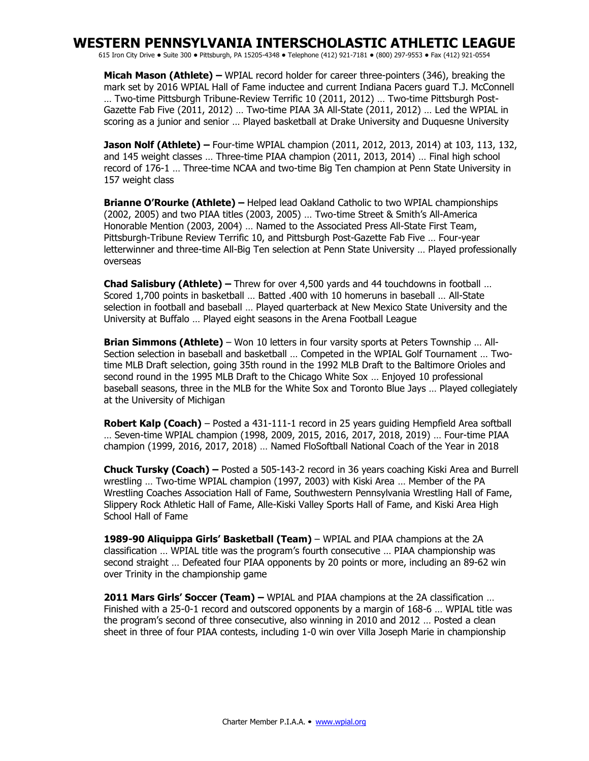**Micah Mason (Athlete) –** WPIAL record holder for career three-pointers (346), breaking the mark set by 2016 WPIAL Hall of Fame inductee and current Indiana Pacers guard T.J. McConnell … Two-time Pittsburgh Tribune-Review Terrific 10 (2011, 2012) … Two-time Pittsburgh Post-Gazette Fab Five (2011, 2012) … Two-time PIAA 3A All-State (2011, 2012) … Led the WPIAL in scoring as a junior and senior … Played basketball at Drake University and Duquesne University

**Jason Nolf (Athlete) –** Four-time WPIAL champion (2011, 2012, 2013, 2014) at 103, 113, 132, and 145 weight classes … Three-time PIAA champion (2011, 2013, 2014) … Final high school record of 176-1 … Three-time NCAA and two-time Big Ten champion at Penn State University in 157 weight class

**Brianne O'Rourke (Athlete) –** Helped lead Oakland Catholic to two WPIAL championships (2002, 2005) and two PIAA titles (2003, 2005) … Two-time Street & Smith's All-America Honorable Mention (2003, 2004) … Named to the Associated Press All-State First Team, Pittsburgh-Tribune Review Terrific 10, and Pittsburgh Post-Gazette Fab Five … Four-year letterwinner and three-time All-Big Ten selection at Penn State University … Played professionally overseas

**Chad Salisbury (Athlete) –** Threw for over 4,500 yards and 44 touchdowns in football … Scored 1,700 points in basketball … Batted .400 with 10 homeruns in baseball … All-State selection in football and baseball … Played quarterback at New Mexico State University and the University at Buffalo … Played eight seasons in the Arena Football League

**Brian Simmons (Athlete)** – Won 10 letters in four varsity sports at Peters Township … All-Section selection in baseball and basketball … Competed in the WPIAL Golf Tournament … Two-time MLB Draft selection, going 35th round in the 1992 MLB Draft to the Baltimore Orioles and second round in the 1995 MLB Draft to the Chicago White Sox … Enjoyed 10 professional baseball seasons, three in the MLB for the White Sox and Toronto Blue Jays … Played collegiately at the University of Michigan

**Robert Kalp (Coach)** – Posted a 431-111-1 record in 25 years guiding Hempfield Area softball … Seven-time WPIAL champion (1998, 2009, 2015, 2016, 2017, 2018, 2019) … Four-time PIAA champion (1999, 2016, 2017, 2018) … Named FloSoftball National Coach of the Year in 2018

**Chuck Tursky (Coach) –** Posted a 505-143-2 record in 36 years coaching Kiski Area and Burrell wrestling … Two-time WPIAL champion (1997, 2003) with Kiski Area … Member of the PA Wrestling Coaches Association Hall of Fame, Southwestern Pennsylvania Wrestling Hall of Fame, Slippery Rock Athletic Hall of Fame, Alle-Kiski Valley Sports Hall of Fame, and Kiski Area High School Hall of Fame

**1989-90 Aliquippa Girls' Basketball (Team)** – WPIAL and PIAA champions at the 2A classification … WPIAL title was the program's fourth consecutive … PIAA championship was second straight … Defeated four PIAA opponents by 20 points or more, including an 89-62 win over Trinity in the championship game

**2011 Mars Girls' Soccer (Team) –** WPIAL and PIAA champions at the 2A classification … Finished with a 25-0-1 record and outscored opponents by a margin of 168-6 … WPIAL title was the program's second of three consecutive, also winning in 2010 and 2012 … Posted a clean sheet in three of four PIAA contests, including 1-0 win over Villa Joseph Marie in championship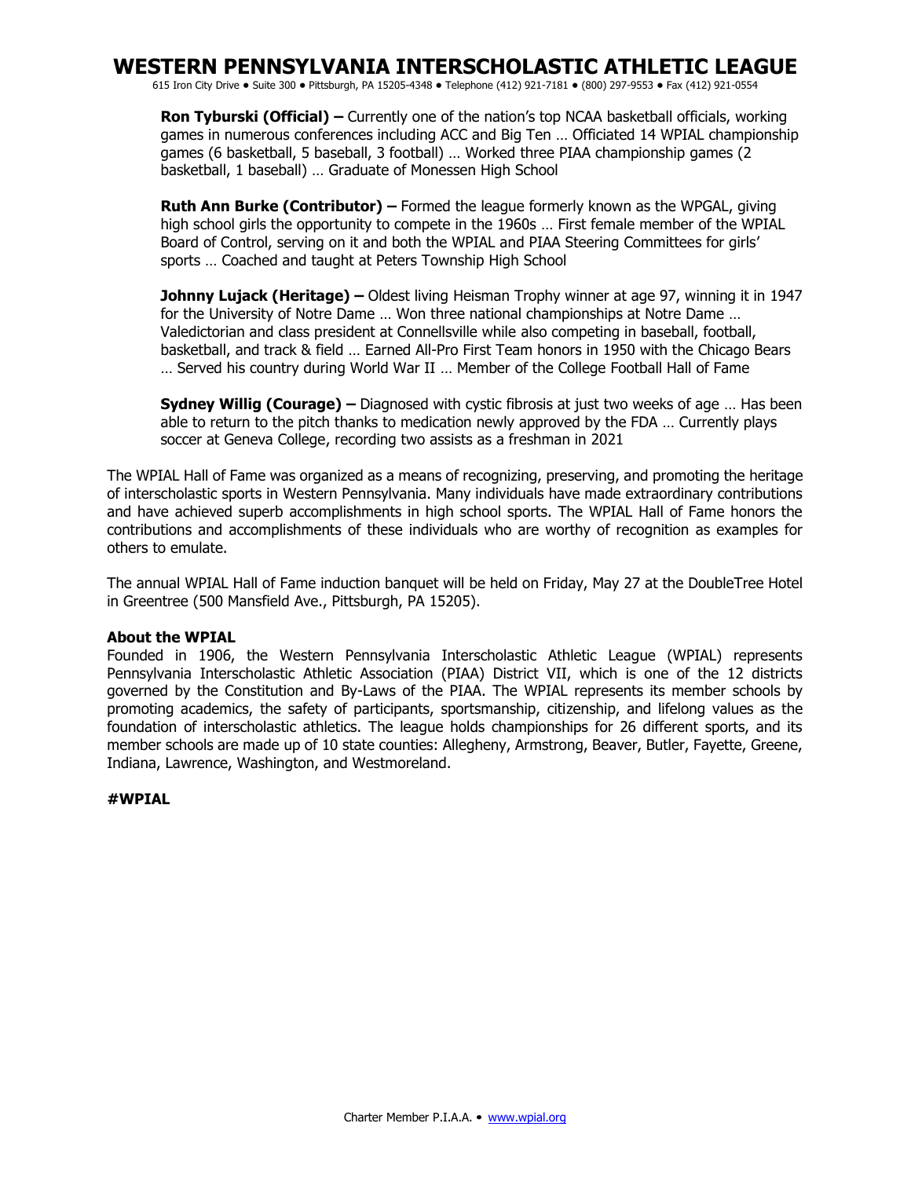**Ron Tyburski (Official) –** Currently one of the nation's top NCAA basketball officials, working games in numerous conferences including ACC and Big Ten … Officiated 14 WPIAL championship games (6 basketball, 5 baseball, 3 football) … Worked three PIAA championship games (2 basketball, 1 baseball) … Graduate of Monessen High School

**Ruth Ann Burke (Contributor) –** Formed the league formerly known as the WPGAL, giving high school girls the opportunity to compete in the 1960s … First female member of the WPIAL Board of Control, serving on it and both the WPIAL and PIAA Steering Committees for girls' sports … Coached and taught at Peters Township High School

**Johnny Lujack (Heritage) –** Oldest living Heisman Trophy winner at age 97, winning it in 1947 for the University of Notre Dame … Won three national championships at Notre Dame … Valedictorian and class president at Connellsville while also competing in baseball, football, basketball, and track & field … Earned All-Pro First Team honors in 1950 with the Chicago Bears … Served his country during World War II … Member of the College Football Hall of Fame

**Sydney Willig (Courage) –** Diagnosed with cystic fibrosis at just two weeks of age … Has been able to return to the pitch thanks to medication newly approved by the FDA … Currently plays soccer at Geneva College, recording two assists as a freshman in 2021

The WPIAL Hall of Fame was organized as a means of recognizing, preserving, and promoting the heritage of interscholastic sports in Western Pennsylvania. Many individuals have made extraordinary contributions and have achieved superb accomplishments in high school sports. The WPIAL Hall of Fame honors the contributions and accomplishments of these individuals who are worthy of recognition as examples for others to emulate.

The annual WPIAL Hall of Fame induction banquet will be held on Friday, May 27 at the DoubleTree Hotel in Greentree (500 Mansfield Ave., Pittsburgh, PA 15205).

**About the WPIAL**

Founded in 1906, the Western Pennsylvania Interscholastic Athletic League (WPIAL) represents Pennsylvania Interscholastic Athletic Association (PIAA) District VII, which is one of the 12 districts governed by the Constitution and By-Laws of the PIAA. The WPIAL represents its member schools by promoting academics, the safety of participants, sportsmanship, citizenship, and lifelong values as the foundation of interscholastic athletics. The league holds championships for 26 different sports, and its member schools are made up of 10 state counties: Allegheny, Armstrong, Beaver, Butler, Fayette, Greene, Indiana, Lawrence, Washington, and Westmoreland.

**#WPIAL**